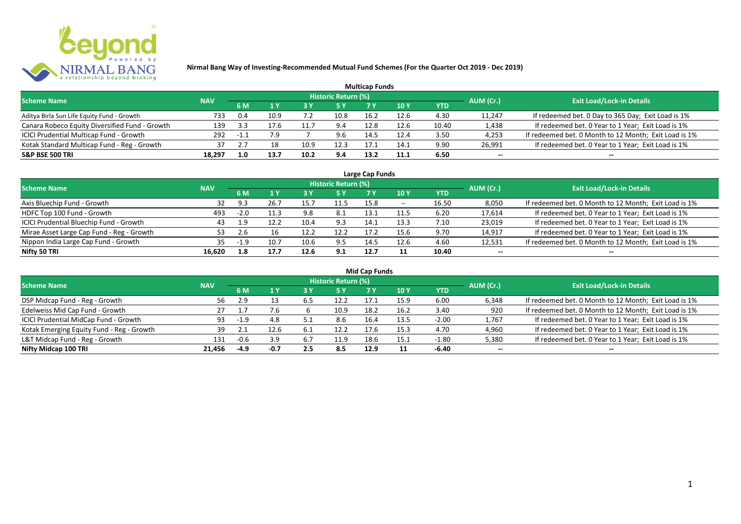# Nirmal Bang Way of Investing-Recommended Mutual Fund Schemes (For the Quarter Oct 2019 - Dec 2019)

## Multicap Funds

| Scheme Name | NAV | Historic Return (%) | | | | | | | AUM (Cr.) | Exit Load/Lock-in Details |
|---|---|---|---|---|---|---|---|---|---|---|
| | | 6 M | 1 Y | 3 Y | 5 Y | 7 Y | 10 Y | YTD | | |
| Aditya Birla Sun Life Equity Fund - Growth | 733 | 0.4 | 10.9 | 7.2 | 10.8 | 16.2 | 12.6 | 4.30 | 11,247 | If redeemed bet. 0 Day to 365 Day; Exit Load is 1% |
| Canara Robeco Equity Diversified Fund - Growth | 139 | 3.3 | 17.6 | 11.7 | 9.4 | 12.8 | 12.6 | 10.40 | 1,438 | If redeemed bet. 0 Year to 1 Year; Exit Load is 1% |
| ICICI Prudential Multicap Fund - Growth | 292 | -1.1 | 7.9 | 7 | 9.6 | 14.5 | 12.4 | 3.50 | 4,253 | If redeemed bet. 0 Month to 12 Month; Exit Load is 1% |
| Kotak Standard Multicap Fund - Reg - Growth | 37 | 2.7 | 18 | 10.9 | 12.3 | 17.1 | 14.1 | 9.90 | 26,991 | If redeemed bet. 0 Year to 1 Year; Exit Load is 1% |
| **S&P BSE 500 TRI** | **18,297** | **1.0** | **13.7** | **10.2** | **9.4** | **13.2** | **11.1** | **6.50** | -- | -- |

## Large Cap Funds

| Scheme Name | NAV | Historic Return (%) | | | | | | | AUM (Cr.) | Exit Load/Lock-in Details |
|---|---|---|---|---|---|---|---|---|---|---|
| | | 6 M | 1 Y | 3 Y | 5 Y | 7 Y | 10 Y | YTD | | |
| Axis Bluechip Fund - Growth | 32 | 9.3 | 26.7 | 15.7 | 11.5 | 15.8 | -- | 16.50 | 8,050 | If redeemed bet. 0 Month to 12 Month; Exit Load is 1% |
| HDFC Top 100 Fund - Growth | 493 | -2.0 | 11.3 | 9.8 | 8.1 | 13.1 | 11.5 | 6.20 | 17,614 | If redeemed bet. 0 Year to 1 Year; Exit Load is 1% |
| ICICI Prudential Bluechip Fund - Growth | 43 | 1.9 | 12.2 | 10.4 | 9.3 | 14.1 | 13.3 | 7.10 | 23,019 | If redeemed bet. 0 Year to 1 Year; Exit Load is 1% |
| Mirae Asset Large Cap Fund - Reg - Growth | 53 | 2.6 | 16 | 12.2 | 12.2 | 17.2 | 15.6 | 9.70 | 14,917 | If redeemed bet. 0 Year to 1 Year; Exit Load is 1% |
| Nippon India Large Cap Fund - Growth | 35 | -1.9 | 10.7 | 10.6 | 9.5 | 14.5 | 12.6 | 4.60 | 12,531 | If redeemed bet. 0 Month to 12 Month; Exit Load is 1% |
| **Nifty 50 TRI** | **16,620** | **1.8** | **17.7** | **12.6** | **9.1** | **12.7** | **11** | **10.40** | -- | -- |

## Mid Cap Funds

| Scheme Name | NAV | Historic Return (%) | | | | | | | AUM (Cr.) | Exit Load/Lock-in Details |
|---|---|---|---|---|---|---|---|---|---|---|
| | | 6 M | 1 Y | 3 Y | 5 Y | 7 Y | 10 Y | YTD | | |
| DSP Midcap Fund - Reg - Growth | 56 | 2.9 | 13 | 6.5 | 12.2 | 17.1 | 15.9 | 6.00 | 6,348 | If redeemed bet. 0 Month to 12 Month; Exit Load is 1% |
| Edelweiss Mid Cap Fund - Growth | 27 | 1.7 | 7.6 | 6 | 10.9 | 18.2 | 16.2 | 3.40 | 920 | If redeemed bet. 0 Month to 12 Month; Exit Load is 1% |
| ICICI Prudential MidCap Fund - Growth | 93 | -1.9 | 4.8 | 5.1 | 8.6 | 16.4 | 13.5 | -2.00 | 1,767 | If redeemed bet. 0 Year to 1 Year; Exit Load is 1% |
| Kotak Emerging Equity Fund - Reg - Growth | 39 | 2.1 | 12.6 | 6.1 | 12.2 | 17.6 | 15.3 | 4.70 | 4,960 | If redeemed bet. 0 Year to 1 Year; Exit Load is 1% |
| L&T Midcap Fund - Reg - Growth | 131 | -0.6 | 3.9 | 6.7 | 11.9 | 18.6 | 15.1 | -1.80 | 5,380 | If redeemed bet. 0 Year to 1 Year; Exit Load is 1% |
| **Nifty Midcap 100 TRI** | **21,456** | **-4.9** | **-0.7** | **2.5** | **8.5** | **12.9** | **11** | **-6.40** | -- | -- |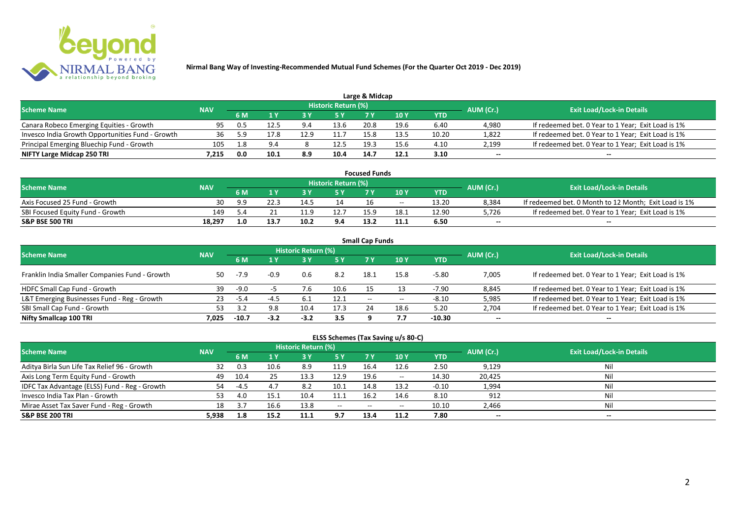# Nirmal Bang Way of Investing-Recommended Mutual Fund Schemes (For the Quarter Oct 2019 - Dec 2019)

## Large & Midcap

| Scheme Name | NAV | Historic Return (%) | | | | | | | AUM (Cr.) | Exit Load/Lock-in Details |
|---|---|---|---|---|---|---|---|---|---|---|
| | | 6 M | 1 Y | 3 Y | 5 Y | 7 Y | 10 Y | YTD | | |
| Canara Robeco Emerging Equities - Growth | 95 | 0.5 | 12.5 | 9.4 | 13.6 | 20.8 | 19.6 | 6.40 | 4,980 | If redeemed bet. 0 Year to 1 Year; Exit Load is 1% |
| Invesco India Growth Opportunities Fund - Growth | 36 | 5.9 | 17.8 | 12.9 | 11.7 | 15.8 | 13.5 | 10.20 | 1,822 | If redeemed bet. 0 Year to 1 Year; Exit Load is 1% |
| Principal Emerging Bluechip Fund - Growth | 105 | 1.8 | 9.4 | 8 | 12.5 | 19.3 | 15.6 | 4.10 | 2,199 | If redeemed bet. 0 Year to 1 Year; Exit Load is 1% |
| **NIFTY Large Midcap 250 TRI** | **7,215** | **0.0** | **10.1** | **8.9** | **10.4** | **14.7** | **12.1** | **3.10** | **--** | **--** |

## Focused Funds

| Scheme Name | NAV | Historic Return (%) | | | | | | | AUM (Cr.) | Exit Load/Lock-in Details |
|---|---|---|---|---|---|---|---|---|---|---|
| | | 6 M | 1 Y | 3 Y | 5 Y | 7 Y | 10 Y | YTD | | |
| Axis Focused 25 Fund - Growth | 30 | 9.9 | 22.3 | 14.5 | 14 | 16 | -- | 13.20 | 8,384 | If redeemed bet. 0 Month to 12 Month; Exit Load is 1% |
| SBI Focused Equity Fund - Growth | 149 | 5.4 | 21 | 11.9 | 12.7 | 15.9 | 18.1 | 12.90 | 5,726 | If redeemed bet. 0 Year to 1 Year; Exit Load is 1% |
| **S&P BSE 500 TRI** | **18,297** | **1.0** | **13.7** | **10.2** | **9.4** | **13.2** | **11.1** | **6.50** | **--** | **--** |

## Small Cap Funds

| Scheme Name | NAV | Historic Return (%) | | | | | | | AUM (Cr.) | Exit Load/Lock-in Details |
|---|---|---|---|---|---|---|---|---|---|---|
| | | 6 M | 1 Y | 3 Y | 5 Y | 7 Y | 10 Y | YTD | | |
| Franklin India Smaller Companies Fund - Growth | 50 | -7.9 | -0.9 | 0.6 | 8.2 | 18.1 | 15.8 | -5.80 | 7,005 | If redeemed bet. 0 Year to 1 Year; Exit Load is 1% |
| HDFC Small Cap Fund - Growth | 39 | -9.0 | -5 | 7.6 | 10.6 | 15 | 13 | -7.90 | 8,845 | If redeemed bet. 0 Year to 1 Year; Exit Load is 1% |
| L&T Emerging Businesses Fund - Reg - Growth | 23 | -5.4 | -4.5 | 6.1 | 12.1 | -- | -- | -8.10 | 5,985 | If redeemed bet. 0 Year to 1 Year; Exit Load is 1% |
| SBI Small Cap Fund - Growth | 53 | 3.2 | 9.8 | 10.4 | 17.3 | 24 | 18.6 | 5.20 | 2,704 | If redeemed bet. 0 Year to 1 Year; Exit Load is 1% |
| **Nifty Smallcap 100 TRI** | **7,025** | **-10.7** | **-3.2** | **-3.2** | **3.5** | **9** | **7.7** | **-10.30** | **--** | **--** |

## ELSS Schemes (Tax Saving u/s 80-C)

| Scheme Name | NAV | Historic Return (%) | | | | | | | AUM (Cr.) | Exit Load/Lock-in Details |
|---|---|---|---|---|---|---|---|---|---|---|
| | | 6 M | 1 Y | 3 Y | 5 Y | 7 Y | 10 Y | YTD | | |
| Aditya Birla Sun Life Tax Relief 96 - Growth | 32 | 0.3 | 10.6 | 8.9 | 11.9 | 16.4 | 12.6 | 2.50 | 9,129 | Nil |
| Axis Long Term Equity Fund - Growth | 49 | 10.4 | 25 | 13.3 | 12.9 | 19.6 | -- | 14.30 | 20,425 | Nil |
| IDFC Tax Advantage (ELSS) Fund - Reg - Growth | 54 | -4.5 | 4.7 | 8.2 | 10.1 | 14.8 | 13.2 | -0.10 | 1,994 | Nil |
| Invesco India Tax Plan - Growth | 53 | 4.0 | 15.1 | 10.4 | 11.1 | 16.2 | 14.6 | 8.10 | 912 | Nil |
| Mirae Asset Tax Saver Fund - Reg - Growth | 18 | 3.7 | 16.6 | 13.8 | -- | -- | -- | 10.10 | 2,466 | Nil |
| **S&P BSE 200 TRI** | **5,938** | **1.8** | **15.2** | **11.1** | **9.7** | **13.4** | **11.2** | **7.80** | **--** | **--** |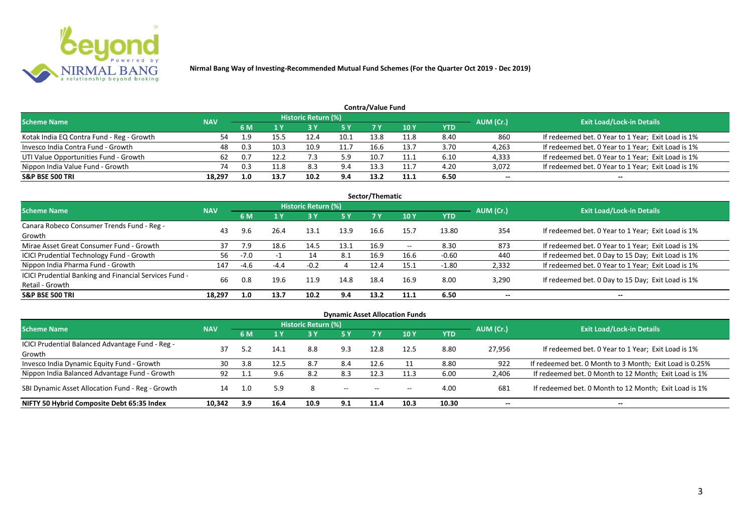Nirmal Bang Way of Investing-Recommended Mutual Fund Schemes (For the Quarter Oct 2019 - Dec 2019)

## Contra/Value Fund

| Scheme Name | NAV | Historic Return (%) | | | | | | | AUM (Cr.) | Exit Load/Lock-in Details |
|---|---|---|---|---|---|---|---|---|---|---|
| | | 6 M | 1 Y | 3 Y | 5 Y | 7 Y | 10 Y | YTD | | |
| Kotak India EQ Contra Fund - Reg - Growth | 54 | 1.9 | 15.5 | 12.4 | 10.1 | 13.8 | 11.8 | 8.40 | 860 | If redeemed bet. 0 Year to 1 Year; Exit Load is 1% |
| Invesco India Contra Fund - Growth | 48 | 0.3 | 10.3 | 10.9 | 11.7 | 16.6 | 13.7 | 3.70 | 4,263 | If redeemed bet. 0 Year to 1 Year; Exit Load is 1% |
| UTI Value Opportunities Fund - Growth | 62 | 0.7 | 12.2 | 7.3 | 5.9 | 10.7 | 11.1 | 6.10 | 4,333 | If redeemed bet. 0 Year to 1 Year; Exit Load is 1% |
| Nippon India Value Fund - Growth | 74 | 0.3 | 11.8 | 8.3 | 9.4 | 13.3 | 11.7 | 4.20 | 3,072 | If redeemed bet. 0 Year to 1 Year; Exit Load is 1% |
| **S&P BSE 500 TRI** | **18,297** | **1.0** | **13.7** | **10.2** | **9.4** | **13.2** | **11.1** | **6.50** | -- | -- |

## Sector/Thematic

| Scheme Name | NAV | Historic Return (%) | | | | | | | AUM (Cr.) | Exit Load/Lock-in Details |
|---|---|---|---|---|---|---|---|---|---|---|
| | | 6 M | 1 Y | 3 Y | 5 Y | 7 Y | 10 Y | YTD | | |
| Canara Robeco Consumer Trends Fund - Reg - Growth | 43 | 9.6 | 26.4 | 13.1 | 13.9 | 16.6 | 15.7 | 13.80 | 354 | If redeemed bet. 0 Year to 1 Year; Exit Load is 1% |
| Mirae Asset Great Consumer Fund - Growth | 37 | 7.9 | 18.6 | 14.5 | 13.1 | 16.9 | -- | 8.30 | 873 | If redeemed bet. 0 Year to 1 Year; Exit Load is 1% |
| ICICI Prudential Technology Fund - Growth | 56 | -7.0 | -1 | 14 | 8.1 | 16.9 | 16.6 | -0.60 | 440 | If redeemed bet. 0 Day to 15 Day; Exit Load is 1% |
| Nippon India Pharma Fund - Growth | 147 | -4.6 | -4.4 | -0.2 | 4 | 12.4 | 15.1 | -1.80 | 2,332 | If redeemed bet. 0 Year to 1 Year; Exit Load is 1% |
| ICICI Prudential Banking and Financial Services Fund - Retail - Growth | 66 | 0.8 | 19.6 | 11.9 | 14.8 | 18.4 | 16.9 | 8.00 | 3,290 | If redeemed bet. 0 Day to 15 Day; Exit Load is 1% |
| **S&P BSE 500 TRI** | **18,297** | **1.0** | **13.7** | **10.2** | **9.4** | **13.2** | **11.1** | **6.50** | -- | -- |

## Dynamic Asset Allocation Funds

| Scheme Name | NAV | Historic Return (%) | | | | | | | AUM (Cr.) | Exit Load/Lock-in Details |
|---|---|---|---|---|---|---|---|---|---|---|
| | | 6 M | 1 Y | 3 Y | 5 Y | 7 Y | 10 Y | YTD | | |
| ICICI Prudential Balanced Advantage Fund - Reg - Growth | 37 | 5.2 | 14.1 | 8.8 | 9.3 | 12.8 | 12.5 | 8.80 | 27,956 | If redeemed bet. 0 Year to 1 Year; Exit Load is 1% |
| Invesco India Dynamic Equity Fund - Growth | 30 | 3.8 | 12.5 | 8.7 | 8.4 | 12.6 | 11 | 8.80 | 922 | If redeemed bet. 0 Month to 3 Month; Exit Load is 0.25% |
| Nippon India Balanced Advantage Fund - Growth | 92 | 1.1 | 9.6 | 8.2 | 8.3 | 12.3 | 11.3 | 6.00 | 2,406 | If redeemed bet. 0 Month to 12 Month; Exit Load is 1% |
| SBI Dynamic Asset Allocation Fund - Reg - Growth | 14 | 1.0 | 5.9 | 8 | -- | -- | -- | 4.00 | 681 | If redeemed bet. 0 Month to 12 Month; Exit Load is 1% |
| **NIFTY 50 Hybrid Composite Debt 65:35 Index** | **10,342** | **3.9** | **16.4** | **10.9** | **9.1** | **11.4** | **10.3** | **10.30** | -- | -- |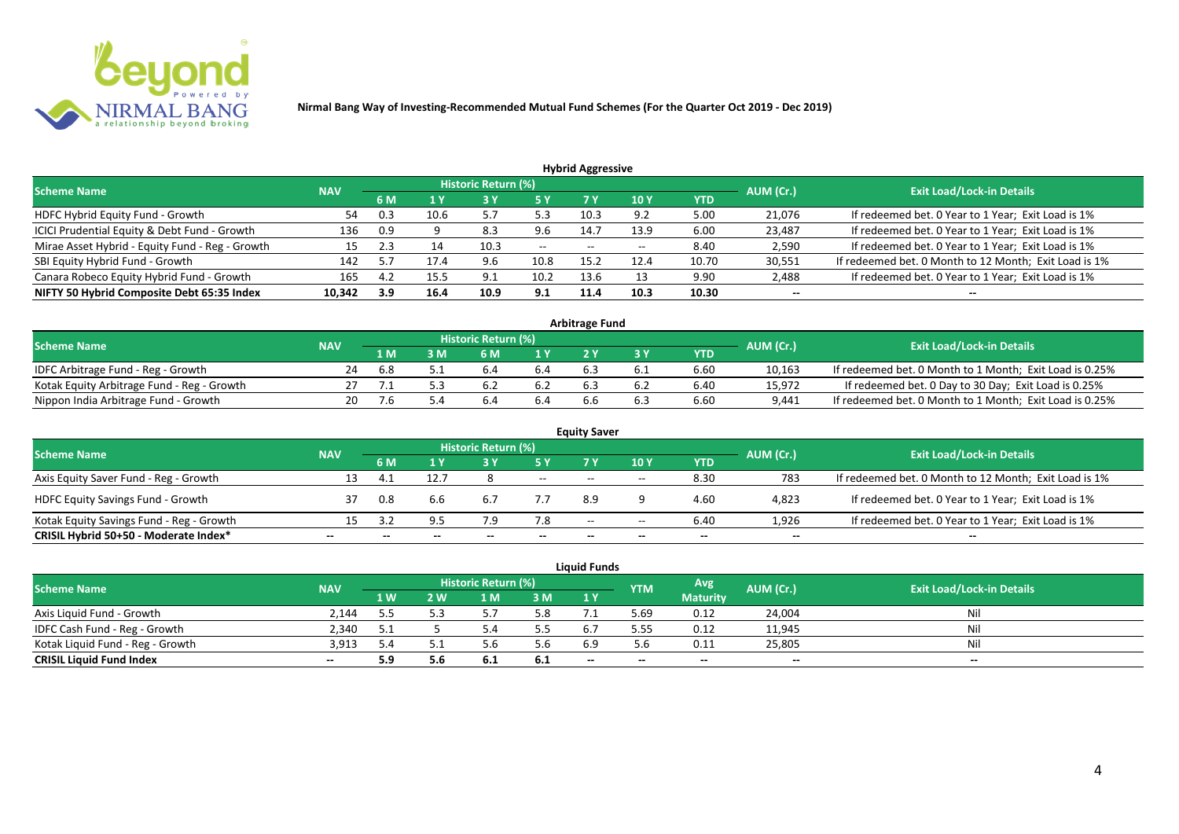**Nirmal Bang Way of Investing-Recommended Mutual Fund Schemes (For the Quarter Oct 2019 - Dec 2019)**

### Hybrid Aggressive

| Scheme Name | NAV | Historic Return (%) | | | | | | | AUM (Cr.) | Exit Load/Lock-in Details |
|---|---|---|---|---|---|---|---|---|---|---|
| | | 6 M | 1 Y | 3 Y | 5 Y | 7 Y | 10 Y | YTD | | |
| HDFC Hybrid Equity Fund - Growth | 54 | 0.3 | 10.6 | 5.7 | 5.3 | 10.3 | 9.2 | 5.00 | 21,076 | If redeemed bet. 0 Year to 1 Year; Exit Load is 1% |
| ICICI Prudential Equity & Debt Fund - Growth | 136 | 0.9 | 9 | 8.3 | 9.6 | 14.7 | 13.9 | 6.00 | 23,487 | If redeemed bet. 0 Year to 1 Year; Exit Load is 1% |
| Mirae Asset Hybrid - Equity Fund - Reg - Growth | 15 | 2.3 | 14 | 10.3 | -- | -- | -- | 8.40 | 2,590 | If redeemed bet. 0 Year to 1 Year; Exit Load is 1% |
| SBI Equity Hybrid Fund - Growth | 142 | 5.7 | 17.4 | 9.6 | 10.8 | 15.2 | 12.4 | 10.70 | 30,551 | If redeemed bet. 0 Month to 12 Month; Exit Load is 1% |
| Canara Robeco Equity Hybrid Fund - Growth | 165 | 4.2 | 15.5 | 9.1 | 10.2 | 13.6 | 13 | 9.90 | 2,488 | If redeemed bet. 0 Year to 1 Year; Exit Load is 1% |
| **NIFTY 50 Hybrid Composite Debt 65:35 Index** | **10,342** | **3.9** | **16.4** | **10.9** | **9.1** | **11.4** | **10.3** | **10.30** | **--** | **--** |

### Arbitrage Fund

| Scheme Name | NAV | Historic Return (%) | | | | | | | AUM (Cr.) | Exit Load/Lock-in Details |
|---|---|---|---|---|---|---|---|---|---|---|
| | | 1 M | 3 M | 6 M | 1 Y | 2 Y | 3 Y | YTD | | |
| IDFC Arbitrage Fund - Reg - Growth | 24 | 6.8 | 5.1 | 6.4 | 6.4 | 6.3 | 6.1 | 6.60 | 10,163 | If redeemed bet. 0 Month to 1 Month; Exit Load is 0.25% |
| Kotak Equity Arbitrage Fund - Reg - Growth | 27 | 7.1 | 5.3 | 6.2 | 6.2 | 6.3 | 6.2 | 6.40 | 15,972 | If redeemed bet. 0 Day to 30 Day; Exit Load is 0.25% |
| Nippon India Arbitrage Fund - Growth | 20 | 7.6 | 5.4 | 6.4 | 6.4 | 6.6 | 6.3 | 6.60 | 9,441 | If redeemed bet. 0 Month to 1 Month; Exit Load is 0.25% |

### Equity Saver

| Scheme Name | NAV | Historic Return (%) | | | | | | | AUM (Cr.) | Exit Load/Lock-in Details |
|---|---|---|---|---|---|---|---|---|---|---|
| | | 6 M | 1 Y | 3 Y | 5 Y | 7 Y | 10 Y | YTD | | |
| Axis Equity Saver Fund - Reg - Growth | 13 | 4.1 | 12.7 | 8 | -- | -- | -- | 8.30 | 783 | If redeemed bet. 0 Month to 12 Month; Exit Load is 1% |
| HDFC Equity Savings Fund - Growth | 37 | 0.8 | 6.6 | 6.7 | 7.7 | 8.9 | 9 | 4.60 | 4,823 | If redeemed bet. 0 Year to 1 Year; Exit Load is 1% |
| Kotak Equity Savings Fund - Reg - Growth | 15 | 3.2 | 9.5 | 7.9 | 7.8 | -- | -- | 6.40 | 1,926 | If redeemed bet. 0 Year to 1 Year; Exit Load is 1% |
| **CRISIL Hybrid 50+50 - Moderate Index*** | **--** | **--** | **--** | **--** | **--** | **--** | **--** | **--** | **--** | **--** |

### Liquid Funds

| Scheme Name | NAV | Historic Return (%) | | | | | YTM | Avg Maturity | AUM (Cr.) | Exit Load/Lock-in Details |
|---|---|---|---|---|---|---|---|---|---|---|
| | | 1 W | 2 W | 1 M | 3 M | 1 Y | | | | |
| Axis Liquid Fund - Growth | 2,144 | 5.5 | 5.3 | 5.7 | 5.8 | 7.1 | 5.69 | 0.12 | 24,004 | Nil |
| IDFC Cash Fund - Reg - Growth | 2,340 | 5.1 | 5 | 5.4 | 5.5 | 6.7 | 5.55 | 0.12 | 11,945 | Nil |
| Kotak Liquid Fund - Reg - Growth | 3,913 | 5.4 | 5.1 | 5.6 | 5.6 | 6.9 | 5.6 | 0.11 | 25,805 | Nil |
| **CRISIL Liquid Fund Index** | **--** | **5.9** | **5.6** | **6.1** | **6.1** | **--** | **--** | **--** | **--** | **--** |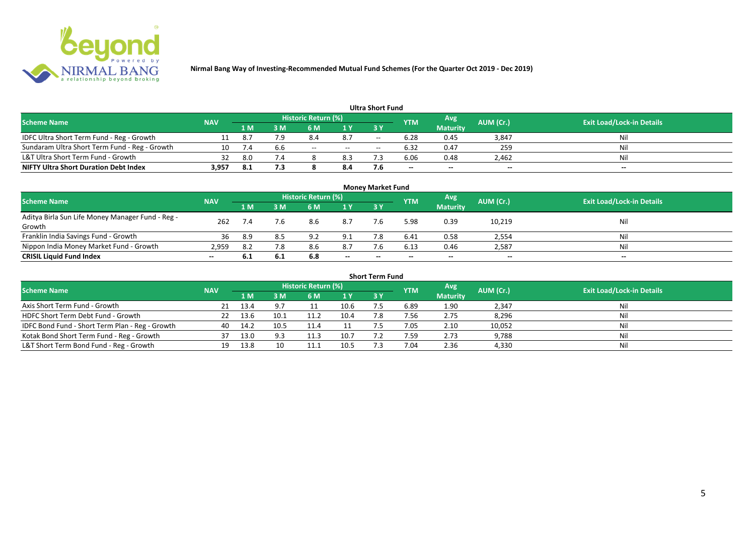**Nirmal Bang Way of Investing-Recommended Mutual Fund Schemes (For the Quarter Oct 2019 - Dec 2019)**

### Ultra Short Fund

| Scheme Name | NAV | Historic Return (%) | | | | | YTM | Avg Maturity | AUM (Cr.) | Exit Load/Lock-in Details |
|---|---|---|---|---|---|---|---|---|---|---|
| | | 1 M | 3 M | 6 M | 1 Y | 3 Y | | | | |
| IDFC Ultra Short Term Fund - Reg - Growth | 11 | 8.7 | 7.9 | 8.4 | 8.7 | -- | 6.28 | 0.45 | 3,847 | Nil |
| Sundaram Ultra Short Term Fund - Reg - Growth | 10 | 7.4 | 6.6 | -- | -- | -- | 6.32 | 0.47 | 259 | Nil |
| L&T Ultra Short Term Fund - Growth | 32 | 8.0 | 7.4 | 8 | 8.3 | 7.3 | 6.06 | 0.48 | 2,462 | Nil |
| **NIFTY Ultra Short Duration Debt Index** | **3,957** | **8.1** | **7.3** | **8** | **8.4** | **7.6** | **--** | **--** | **--** | **--** |

### Money Market Fund

| Scheme Name | NAV | Historic Return (%) | | | | | YTM | Avg Maturity | AUM (Cr.) | Exit Load/Lock-in Details |
|---|---|---|---|---|---|---|---|---|---|---|
| | | 1 M | 3 M | 6 M | 1 Y | 3 Y | | | | |
| Aditya Birla Sun Life Money Manager Fund - Reg - Growth | 262 | 7.4 | 7.6 | 8.6 | 8.7 | 7.6 | 5.98 | 0.39 | 10,219 | Nil |
| Franklin India Savings Fund - Growth | 36 | 8.9 | 8.5 | 9.2 | 9.1 | 7.8 | 6.41 | 0.58 | 2,554 | Nil |
| Nippon India Money Market Fund - Growth | 2,959 | 8.2 | 7.8 | 8.6 | 8.7 | 7.6 | 6.13 | 0.46 | 2,587 | Nil |
| **CRISIL Liquid Fund Index** | **--** | **6.1** | **6.1** | **6.8** | **--** | **--** | **--** | **--** | **--** | **--** |

### Short Term Fund

| Scheme Name | NAV | Historic Return (%) | | | | | YTM | Avg Maturity | AUM (Cr.) | Exit Load/Lock-in Details |
|---|---|---|---|---|---|---|---|---|---|---|
| | | 1 M | 3 M | 6 M | 1 Y | 3 Y | | | | |
| Axis Short Term Fund - Growth | 21 | 13.4 | 9.7 | 11 | 10.6 | 7.5 | 6.89 | 1.90 | 2,347 | Nil |
| HDFC Short Term Debt Fund - Growth | 22 | 13.6 | 10.1 | 11.2 | 10.4 | 7.8 | 7.56 | 2.75 | 8,296 | Nil |
| IDFC Bond Fund - Short Term Plan - Reg - Growth | 40 | 14.2 | 10.5 | 11.4 | 11 | 7.5 | 7.05 | 2.10 | 10,052 | Nil |
| Kotak Bond Short Term Fund - Reg - Growth | 37 | 13.0 | 9.3 | 11.3 | 10.7 | 7.2 | 7.59 | 2.73 | 9,788 | Nil |
| L&T Short Term Bond Fund - Reg - Growth | 19 | 13.8 | 10 | 11.1 | 10.5 | 7.3 | 7.04 | 2.36 | 4,330 | Nil |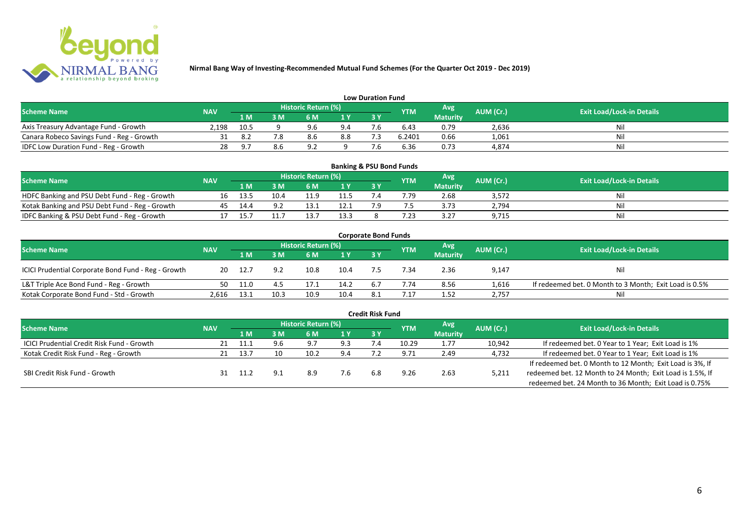**Nirmal Bang Way of Investing-Recommended Mutual Fund Schemes (For the Quarter Oct 2019 - Dec 2019)**

## Low Duration Fund

| Scheme Name | NAV | Historic Return (%) | | | | | YTM | Avg Maturity | AUM (Cr.) | Exit Load/Lock-in Details |
|---|---|---|---|---|---|---|---|---|---|---|
| | | 1 M | 3 M | 6 M | 1 Y | 3 Y | | | | |
| Axis Treasury Advantage Fund - Growth | 2,198 | 10.5 | 9 | 9.6 | 9.4 | 7.6 | 6.43 | 0.79 | 2,636 | Nil |
| Canara Robeco Savings Fund - Reg - Growth | 31 | 8.2 | 7.8 | 8.6 | 8.8 | 7.3 | 6.2401 | 0.66 | 1,061 | Nil |
| IDFC Low Duration Fund - Reg - Growth | 28 | 9.7 | 8.6 | 9.2 | 9 | 7.6 | 6.36 | 0.73 | 4,874 | Nil |

## Banking & PSU Bond Funds

| Scheme Name | NAV | Historic Return (%) | | | | | YTM | Avg Maturity | AUM (Cr.) | Exit Load/Lock-in Details |
|---|---|---|---|---|---|---|---|---|---|---|
| | | 1 M | 3 M | 6 M | 1 Y | 3 Y | | | | |
| HDFC Banking and PSU Debt Fund - Reg - Growth | 16 | 13.5 | 10.4 | 11.9 | 11.5 | 7.4 | 7.79 | 2.68 | 3,572 | Nil |
| Kotak Banking and PSU Debt Fund - Reg - Growth | 45 | 14.4 | 9.2 | 13.1 | 12.1 | 7.9 | 7.5 | 3.73 | 2,794 | Nil |
| IDFC Banking & PSU Debt Fund - Reg - Growth | 17 | 15.7 | 11.7 | 13.7 | 13.3 | 8 | 7.23 | 3.27 | 9,715 | Nil |

## Corporate Bond Funds

| Scheme Name | NAV | Historic Return (%) | | | | | YTM | Avg Maturity | AUM (Cr.) | Exit Load/Lock-in Details |
|---|---|---|---|---|---|---|---|---|---|---|
| | | 1 M | 3 M | 6 M | 1 Y | 3 Y | | | | |
| ICICI Prudential Corporate Bond Fund - Reg - Growth | 20 | 12.7 | 9.2 | 10.8 | 10.4 | 7.5 | 7.34 | 2.36 | 9,147 | Nil |
| L&T Triple Ace Bond Fund - Reg - Growth | 50 | 11.0 | 4.5 | 17.1 | 14.2 | 6.7 | 7.74 | 8.56 | 1,616 | If redeemed bet. 0 Month to 3 Month; Exit Load is 0.5% |
| Kotak Corporate Bond Fund - Std - Growth | 2,616 | 13.1 | 10.3 | 10.9 | 10.4 | 8.1 | 7.17 | 1.52 | 2,757 | Nil |

## Credit Risk Fund

| Scheme Name | NAV | Historic Return (%) | | | | | YTM | Avg Maturity | AUM (Cr.) | Exit Load/Lock-in Details |
|---|---|---|---|---|---|---|---|---|---|---|
| | | 1 M | 3 M | 6 M | 1 Y | 3 Y | | | | |
| ICICI Prudential Credit Risk Fund - Growth | 21 | 11.1 | 9.6 | 9.7 | 9.3 | 7.4 | 10.29 | 1.77 | 10,942 | If redeemed bet. 0 Year to 1 Year; Exit Load is 1% |
| Kotak Credit Risk Fund - Reg - Growth | 21 | 13.7 | 10 | 10.2 | 9.4 | 7.2 | 9.71 | 2.49 | 4,732 | If redeemed bet. 0 Year to 1 Year; Exit Load is 1% |
| SBI Credit Risk Fund - Growth | 31 | 11.2 | 9.1 | 8.9 | 7.6 | 6.8 | 9.26 | 2.63 | 5,211 | If redeemed bet. 0 Month to 12 Month; Exit Load is 3%, If redeemed bet. 12 Month to 24 Month; Exit Load is 1.5%, If redeemed bet. 24 Month to 36 Month; Exit Load is 0.75% |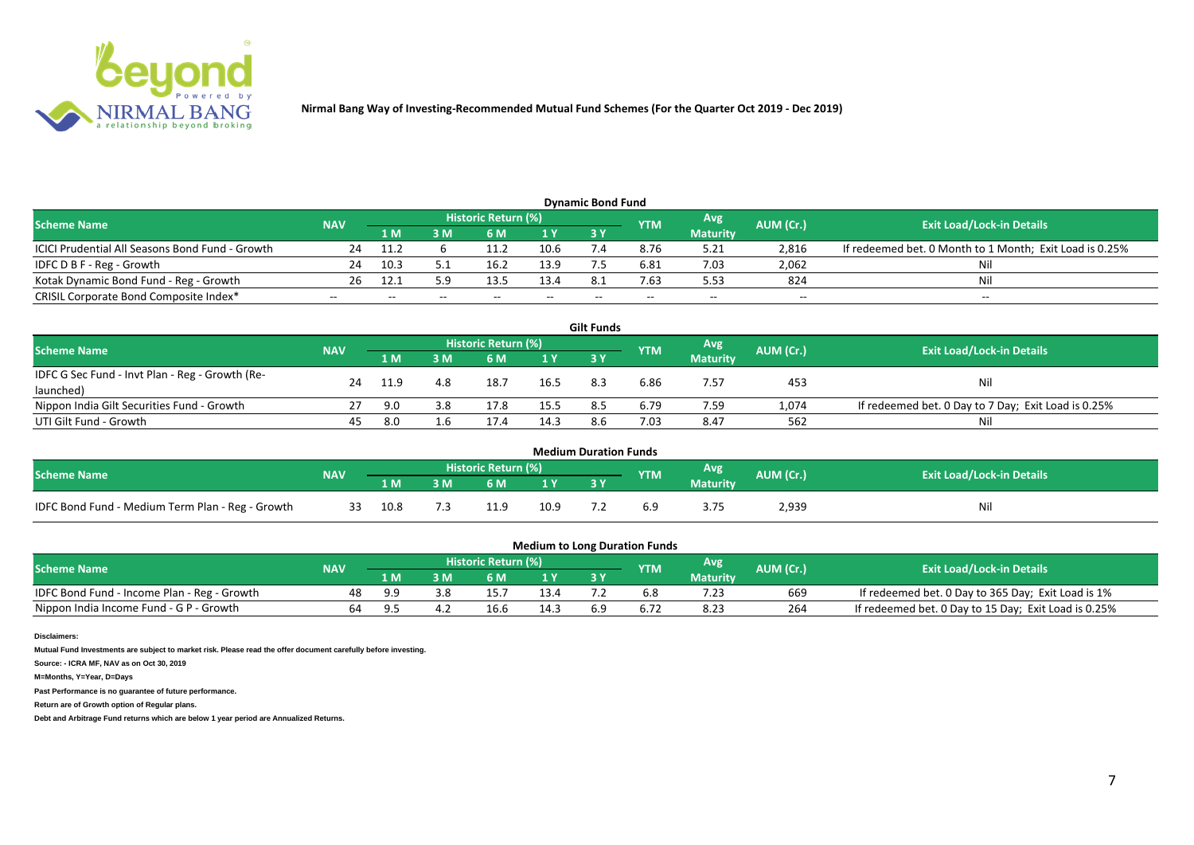Nirmal Bang Way of Investing-Recommended Mutual Fund Schemes (For the Quarter Oct 2019 - Dec 2019)

## Dynamic Bond Fund

| Scheme Name | NAV | Historic Return (%) | | | | | YTM | Avg Maturity | AUM (Cr.) | Exit Load/Lock-in Details |
|---|---|---|---|---|---|---|---|---|---|---|
| | | 1 M | 3 M | 6 M | 1 Y | 3 Y | | | | |
| ICICI Prudential All Seasons Bond Fund - Growth | 24 | 11.2 | 6 | 11.2 | 10.6 | 7.4 | 8.76 | 5.21 | 2,816 | If redeemed bet. 0 Month to 1 Month; Exit Load is 0.25% |
| IDFC D B F - Reg - Growth | 24 | 10.3 | 5.1 | 16.2 | 13.9 | 7.5 | 6.81 | 7.03 | 2,062 | Nil |
| Kotak Dynamic Bond Fund - Reg - Growth | 26 | 12.1 | 5.9 | 13.5 | 13.4 | 8.1 | 7.63 | 5.53 | 824 | Nil |
| CRISIL Corporate Bond Composite Index* | -- | -- | -- | -- | -- | -- | -- | -- | -- | -- |

## Gilt Funds

| Scheme Name | NAV | Historic Return (%) | | | | | YTM | Avg Maturity | AUM (Cr.) | Exit Load/Lock-in Details |
|---|---|---|---|---|---|---|---|---|---|---|
| | | 1 M | 3 M | 6 M | 1 Y | 3 Y | | | | |
| IDFC G Sec Fund - Invt Plan - Reg - Growth (Re-launched) | 24 | 11.9 | 4.8 | 18.7 | 16.5 | 8.3 | 6.86 | 7.57 | 453 | Nil |
| Nippon India Gilt Securities Fund - Growth | 27 | 9.0 | 3.8 | 17.8 | 15.5 | 8.5 | 6.79 | 7.59 | 1,074 | If redeemed bet. 0 Day to 7 Day; Exit Load is 0.25% |
| UTI Gilt Fund - Growth | 45 | 8.0 | 1.6 | 17.4 | 14.3 | 8.6 | 7.03 | 8.47 | 562 | Nil |

## Medium Duration Funds

| Scheme Name | NAV | Historic Return (%) | | | | | YTM | Avg Maturity | AUM (Cr.) | Exit Load/Lock-in Details |
|---|---|---|---|---|---|---|---|---|---|---|
| | | 1 M | 3 M | 6 M | 1 Y | 3 Y | | | | |
| IDFC Bond Fund - Medium Term Plan - Reg - Growth | 33 | 10.8 | 7.3 | 11.9 | 10.9 | 7.2 | 6.9 | 3.75 | 2,939 | Nil |

## Medium to Long Duration Funds

| Scheme Name | NAV | Historic Return (%) | | | | | YTM | Avg Maturity | AUM (Cr.) | Exit Load/Lock-in Details |
|---|---|---|---|---|---|---|---|---|---|---|
| | | 1 M | 3 M | 6 M | 1 Y | 3 Y | | | | |
| IDFC Bond Fund - Income Plan - Reg - Growth | 48 | 9.9 | 3.8 | 15.7 | 13.4 | 7.2 | 6.8 | 7.23 | 669 | If redeemed bet. 0 Day to 365 Day; Exit Load is 1% |
| Nippon India Income Fund - G P - Growth | 64 | 9.5 | 4.2 | 16.6 | 14.3 | 6.9 | 6.72 | 8.23 | 264 | If redeemed bet. 0 Day to 15 Day; Exit Load is 0.25% |

**Disclaimers:**

**Mutual Fund Investments are subject to market risk. Please read the offer document carefully before investing.**

**Source: - ICRA MF, NAV as on Oct 30, 2019**

**M=Months, Y=Year, D=Days**

**Past Performance is no guarantee of future performance.**

**Return are of Growth option of Regular plans.**

**Debt and Arbitrage Fund returns which are below 1 year period are Annualized Returns.**